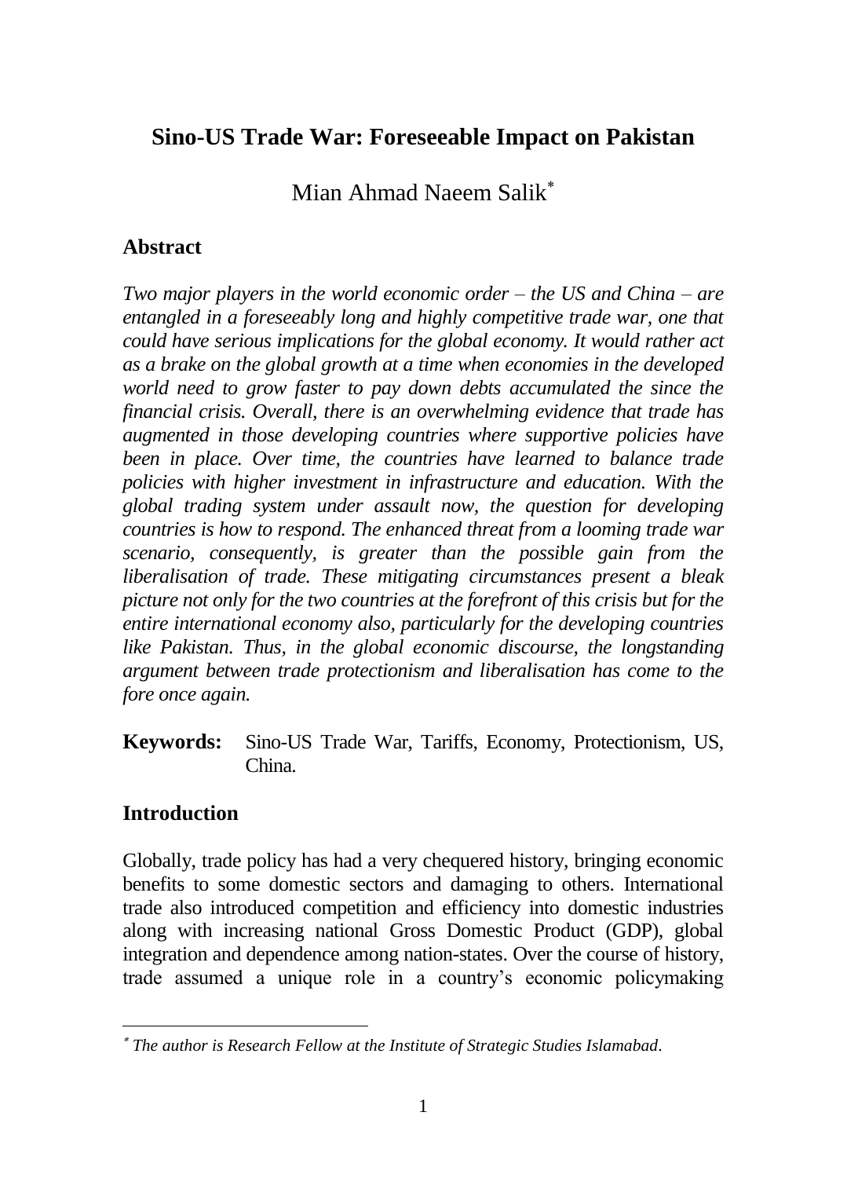# Sino-US Trade War: Foreseeable Impact on Pakistan

Mian Ahmad Naeem Salik[*]

## Abstract

*Two major players in the world economic order – the US and China – are entangled in a foreseeably long and highly competitive trade war, one that could have serious implications for the global economy. It would rather act as a brake on the global growth at a time when economies in the developed world need to grow faster to pay down debts accumulated the since the financial crisis. Overall, there is an overwhelming evidence that trade has augmented in those developing countries where supportive policies have been in place. Over time, the countries have learned to balance trade policies with higher investment in infrastructure and education. With the global trading system under assault now, the question for developing countries is how to respond. The enhanced threat from a looming trade war scenario, consequently, is greater than the possible gain from the liberalisation of trade. These mitigating circumstances present a bleak picture not only for the two countries at the forefront of this crisis but for the entire international economy also, particularly for the developing countries like Pakistan. Thus, in the global economic discourse, the longstanding argument between trade protectionism and liberalisation has come to the fore once again.*

**Keywords:** Sino-US Trade War, Tariffs, Economy, Protectionism, US, China.

## Introduction

Globally, trade policy has had a very chequered history, bringing economic benefits to some domestic sectors and damaging to others. International trade also introduced competition and efficiency into domestic industries along with increasing national Gross Domestic Product (GDP), global integration and dependence among nation-states. Over the course of history, trade assumed a unique role in a country's economic policymaking

---

[*] *The author is Research Fellow at the Institute of Strategic Studies Islamabad.*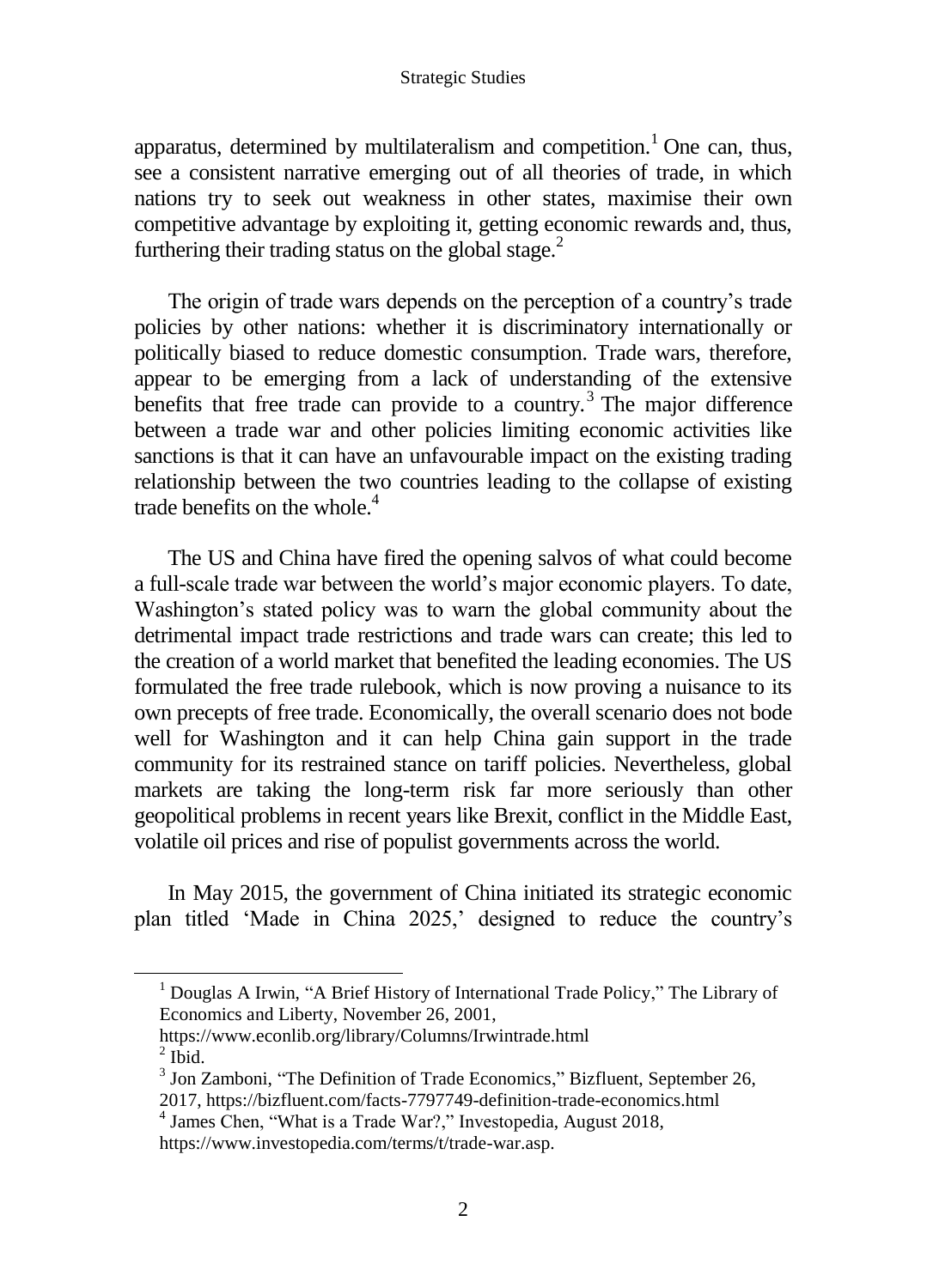apparatus, determined by multilateralism and competition.[1] One can, thus, see a consistent narrative emerging out of all theories of trade, in which nations try to seek out weakness in other states, maximise their own competitive advantage by exploiting it, getting economic rewards and, thus, furthering their trading status on the global stage.[2]

The origin of trade wars depends on the perception of a country's trade policies by other nations: whether it is discriminatory internationally or politically biased to reduce domestic consumption. Trade wars, therefore, appear to be emerging from a lack of understanding of the extensive benefits that free trade can provide to a country.[3] The major difference between a trade war and other policies limiting economic activities like sanctions is that it can have an unfavourable impact on the existing trading relationship between the two countries leading to the collapse of existing trade benefits on the whole.[4]

The US and China have fired the opening salvos of what could become a full-scale trade war between the world's major economic players. To date, Washington's stated policy was to warn the global community about the detrimental impact trade restrictions and trade wars can create; this led to the creation of a world market that benefited the leading economies. The US formulated the free trade rulebook, which is now proving a nuisance to its own precepts of free trade. Economically, the overall scenario does not bode well for Washington and it can help China gain support in the trade community for its restrained stance on tariff policies. Nevertheless, global markets are taking the long-term risk far more seriously than other geopolitical problems in recent years like Brexit, conflict in the Middle East, volatile oil prices and rise of populist governments across the world.

In May 2015, the government of China initiated its strategic economic plan titled 'Made in China 2025,' designed to reduce the country's

---

[1] Douglas A Irwin, "A Brief History of International Trade Policy," The Library of Economics and Liberty, November 26, 2001, https://www.econlib.org/library/Columns/Irwintrade.html

[2] Ibid.

[3] Jon Zamboni, "The Definition of Trade Economics," Bizfluent, September 26, 2017, https://bizfluent.com/facts-7797749-definition-trade-economics.html

[4] James Chen, "What is a Trade War?," Investopedia, August 2018, https://www.investopedia.com/terms/t/trade-war.asp.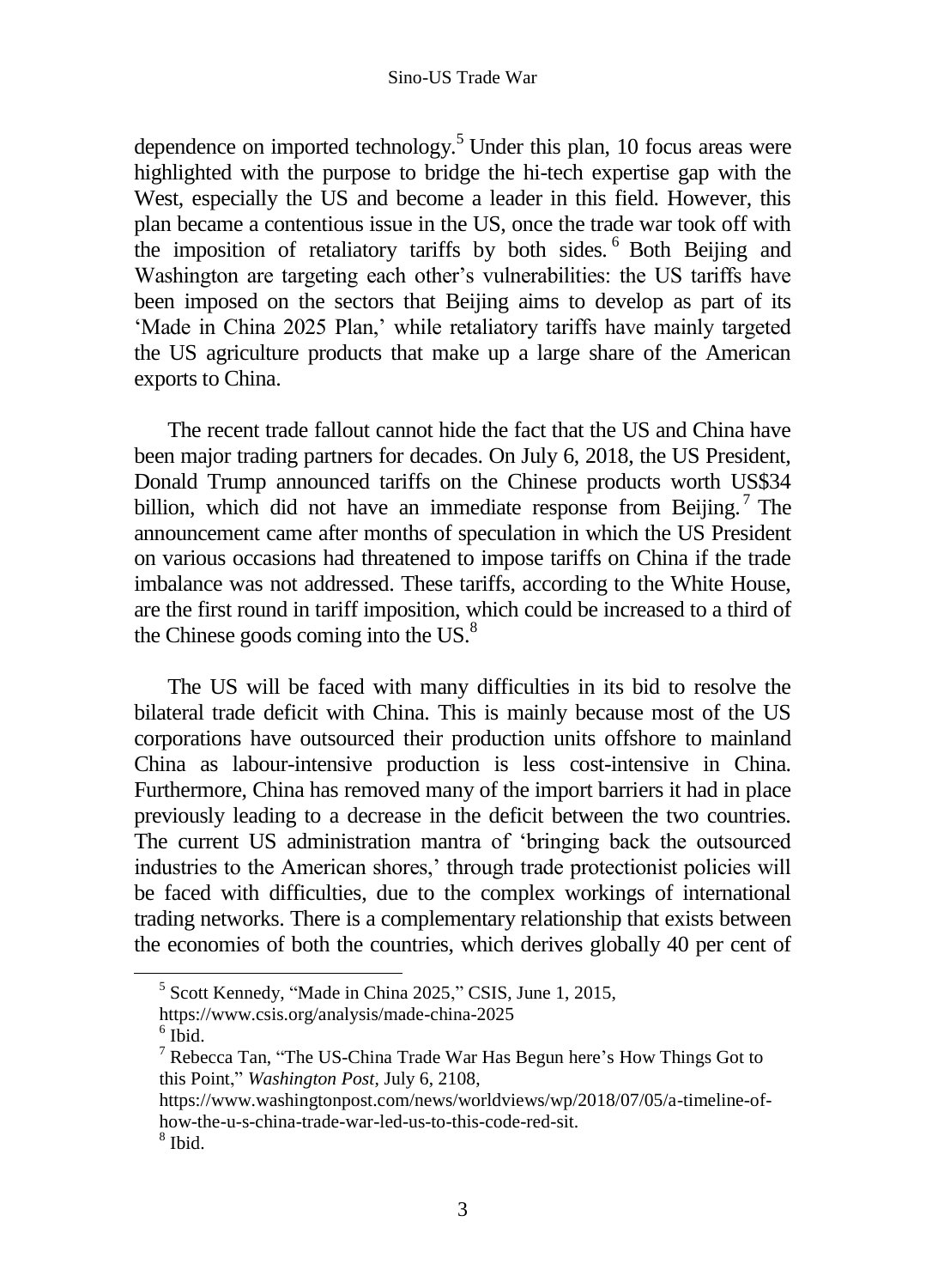dependence on imported technology.[5] Under this plan, 10 focus areas were highlighted with the purpose to bridge the hi-tech expertise gap with the West, especially the US and become a leader in this field. However, this plan became a contentious issue in the US, once the trade war took off with the imposition of retaliatory tariffs by both sides.[6] Both Beijing and Washington are targeting each other's vulnerabilities: the US tariffs have been imposed on the sectors that Beijing aims to develop as part of its 'Made in China 2025 Plan,' while retaliatory tariffs have mainly targeted the US agriculture products that make up a large share of the American exports to China.

The recent trade fallout cannot hide the fact that the US and China have been major trading partners for decades. On July 6, 2018, the US President, Donald Trump announced tariffs on the Chinese products worth US$34 billion, which did not have an immediate response from Beijing.[7] The announcement came after months of speculation in which the US President on various occasions had threatened to impose tariffs on China if the trade imbalance was not addressed. These tariffs, according to the White House, are the first round in tariff imposition, which could be increased to a third of the Chinese goods coming into the US.[8]

The US will be faced with many difficulties in its bid to resolve the bilateral trade deficit with China. This is mainly because most of the US corporations have outsourced their production units offshore to mainland China as labour-intensive production is less cost-intensive in China. Furthermore, China has removed many of the import barriers it had in place previously leading to a decrease in the deficit between the two countries. The current US administration mantra of 'bringing back the outsourced industries to the American shores,' through trade protectionist policies will be faced with difficulties, due to the complex workings of international trading networks. There is a complementary relationship that exists between the economies of both the countries, which derives globally 40 per cent of

---

[5] Scott Kennedy, "Made in China 2025," CSIS, June 1, 2015, https://www.csis.org/analysis/made-china-2025

[6] Ibid.

[7] Rebecca Tan, "The US-China Trade War Has Begun here's How Things Got to this Point," *Washington Post*, July 6, 2108, https://www.washingtonpost.com/news/worldviews/wp/2018/07/05/a-timeline-of-how-the-u-s-china-trade-war-led-us-to-this-code-red-sit.

[8] Ibid.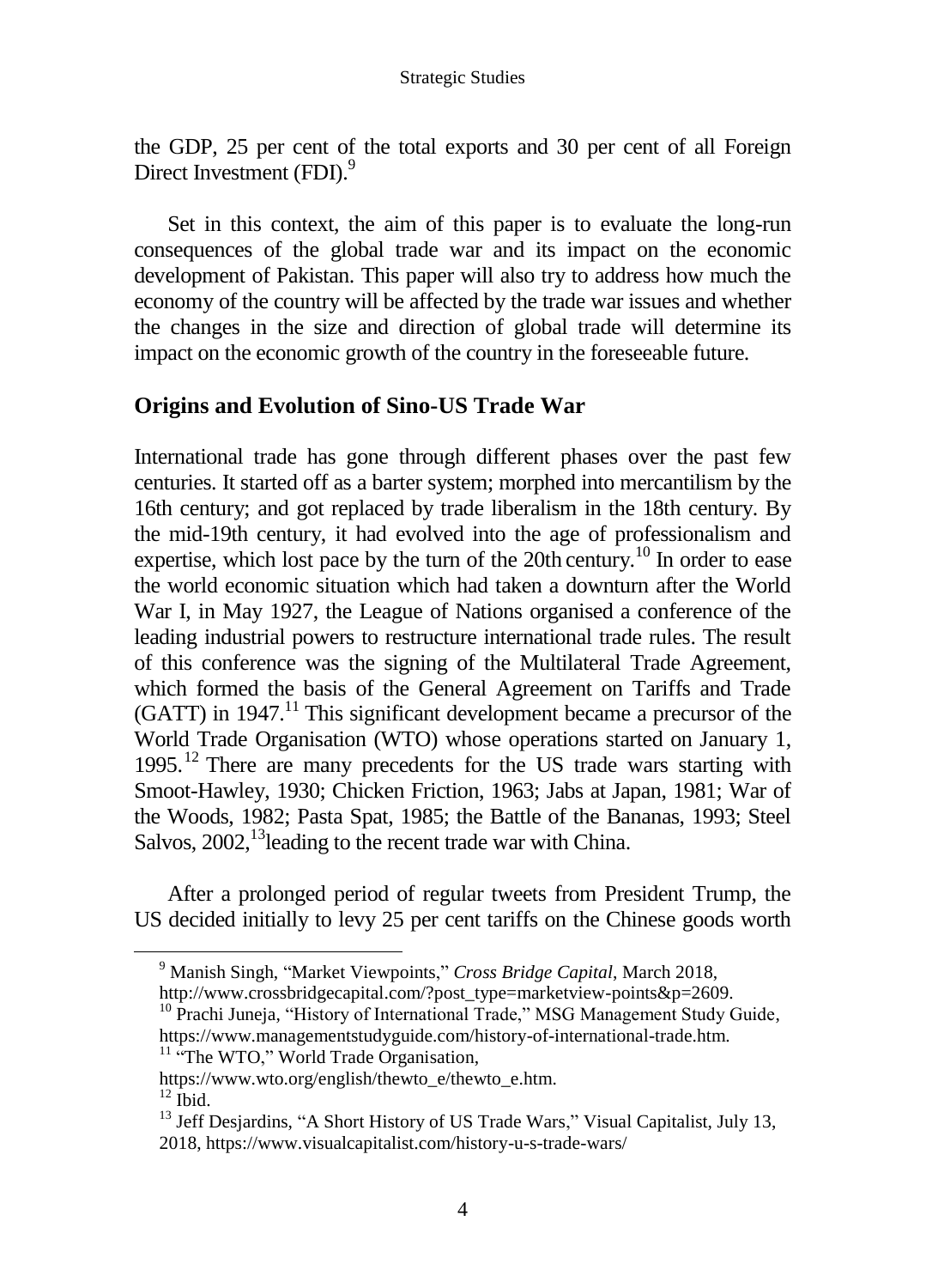the GDP, 25 per cent of the total exports and 30 per cent of all Foreign Direct Investment (FDI).[9]

Set in this context, the aim of this paper is to evaluate the long-run consequences of the global trade war and its impact on the economic development of Pakistan. This paper will also try to address how much the economy of the country will be affected by the trade war issues and whether the changes in the size and direction of global trade will determine its impact on the economic growth of the country in the foreseeable future.

## Origins and Evolution of Sino-US Trade War

International trade has gone through different phases over the past few centuries. It started off as a barter system; morphed into mercantilism by the 16th century; and got replaced by trade liberalism in the 18th century. By the mid-19th century, it had evolved into the age of professionalism and expertise, which lost pace by the turn of the 20th century.[10] In order to ease the world economic situation which had taken a downturn after the World War I, in May 1927, the League of Nations organised a conference of the leading industrial powers to restructure international trade rules. The result of this conference was the signing of the Multilateral Trade Agreement, which formed the basis of the General Agreement on Tariffs and Trade (GATT) in 1947.[11] This significant development became a precursor of the World Trade Organisation (WTO) whose operations started on January 1, 1995.[12] There are many precedents for the US trade wars starting with Smoot-Hawley, 1930; Chicken Friction, 1963; Jabs at Japan, 1981; War of the Woods, 1982; Pasta Spat, 1985; the Battle of the Bananas, 1993; Steel Salvos, 2002,[13]leading to the recent trade war with China.

After a prolonged period of regular tweets from President Trump, the US decided initially to levy 25 per cent tariffs on the Chinese goods worth

---

[9] Manish Singh, "Market Viewpoints," *Cross Bridge Capital*, March 2018, http://www.crossbridgecapital.com/?post_type=marketview-points&p=2609.

[10] Prachi Juneja, "History of International Trade," MSG Management Study Guide, https://www.managementstudyguide.com/history-of-international-trade.htm.

[11] "The WTO," World Trade Organisation, https://www.wto.org/english/thewto_e/thewto_e.htm.

[12] Ibid.

[13] Jeff Desjardins, "A Short History of US Trade Wars," Visual Capitalist, July 13, 2018, https://www.visualcapitalist.com/history-u-s-trade-wars/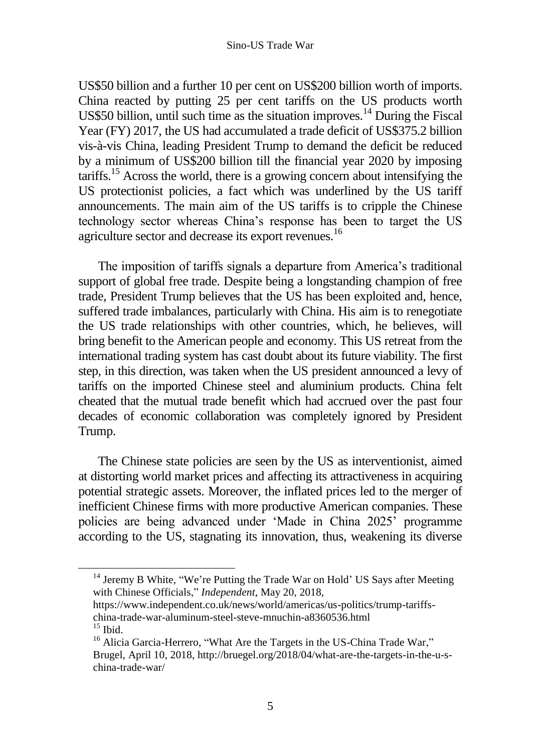US$50 billion and a further 10 per cent on US$200 billion worth of imports. China reacted by putting 25 per cent tariffs on the US products worth US$50 billion, until such time as the situation improves.[14] During the Fiscal Year (FY) 2017, the US had accumulated a trade deficit of US$375.2 billion vis-à-vis China, leading President Trump to demand the deficit be reduced by a minimum of US$200 billion till the financial year 2020 by imposing tariffs.[15] Across the world, there is a growing concern about intensifying the US protectionist policies, a fact which was underlined by the US tariff announcements. The main aim of the US tariffs is to cripple the Chinese technology sector whereas China's response has been to target the US agriculture sector and decrease its export revenues.[16]

The imposition of tariffs signals a departure from America's traditional support of global free trade. Despite being a longstanding champion of free trade, President Trump believes that the US has been exploited and, hence, suffered trade imbalances, particularly with China. His aim is to renegotiate the US trade relationships with other countries, which, he believes, will bring benefit to the American people and economy. This US retreat from the international trading system has cast doubt about its future viability. The first step, in this direction, was taken when the US president announced a levy of tariffs on the imported Chinese steel and aluminium products. China felt cheated that the mutual trade benefit which had accrued over the past four decades of economic collaboration was completely ignored by President Trump.

The Chinese state policies are seen by the US as interventionist, aimed at distorting world market prices and affecting its attractiveness in acquiring potential strategic assets. Moreover, the inflated prices led to the merger of inefficient Chinese firms with more productive American companies. These policies are being advanced under 'Made in China 2025' programme according to the US, stagnating its innovation, thus, weakening its diverse

---

[14] Jeremy B White, "We're Putting the Trade War on Hold' US Says after Meeting with Chinese Officials," *Independent*, May 20, 2018, https://www.independent.co.uk/news/world/americas/us-politics/trump-tariffs-china-trade-war-aluminum-steel-steve-mnuchin-a8360536.html

[15] Ibid.

[16] Alicia Garcia-Herrero, "What Are the Targets in the US-China Trade War," Brugel, April 10, 2018, http://bruegel.org/2018/04/what-are-the-targets-in-the-u-s-china-trade-war/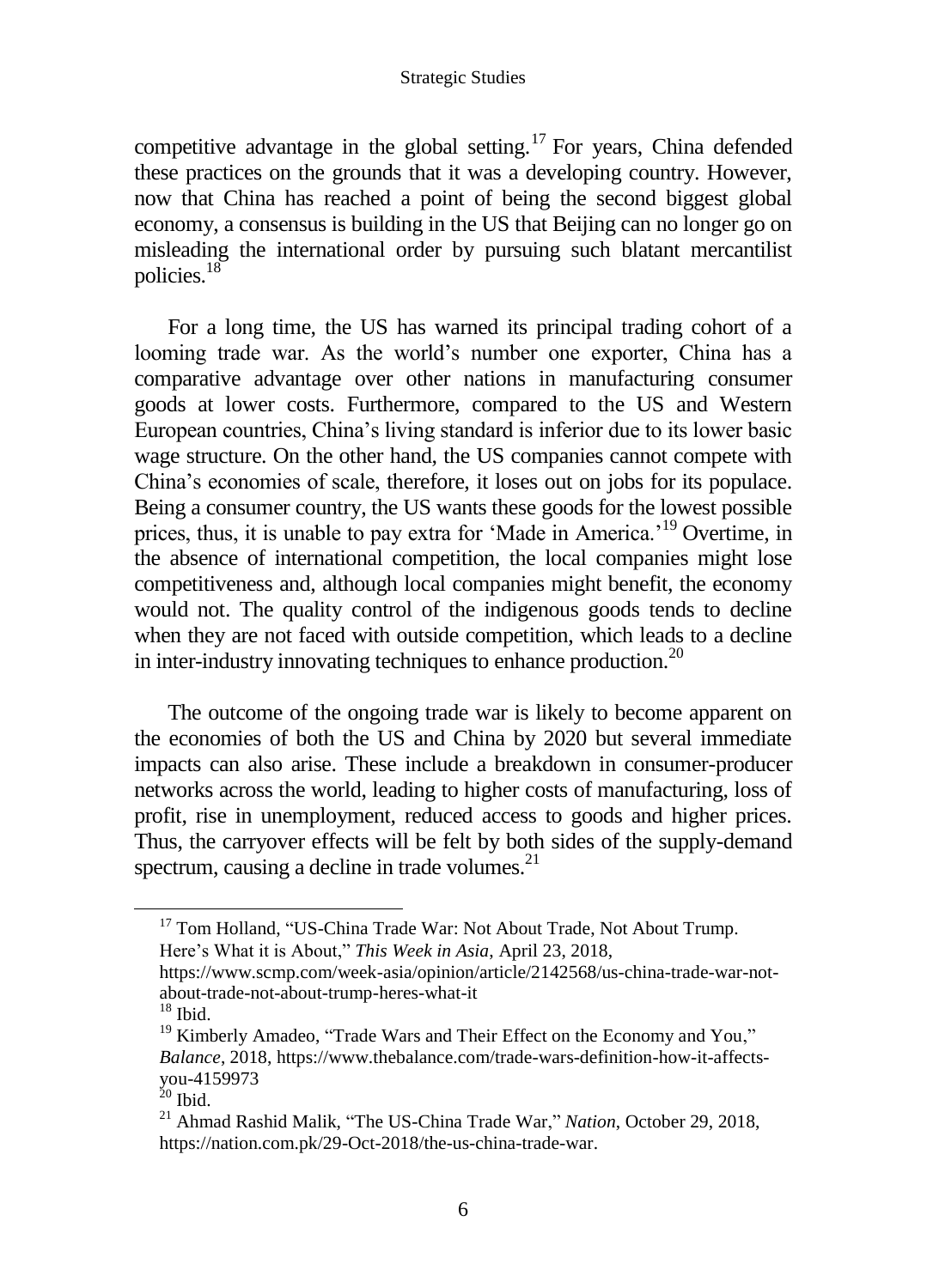competitive advantage in the global setting.[17] For years, China defended these practices on the grounds that it was a developing country. However, now that China has reached a point of being the second biggest global economy, a consensus is building in the US that Beijing can no longer go on misleading the international order by pursuing such blatant mercantilist policies.[18]

For a long time, the US has warned its principal trading cohort of a looming trade war. As the world's number one exporter, China has a comparative advantage over other nations in manufacturing consumer goods at lower costs. Furthermore, compared to the US and Western European countries, China's living standard is inferior due to its lower basic wage structure. On the other hand, the US companies cannot compete with China's economies of scale, therefore, it loses out on jobs for its populace. Being a consumer country, the US wants these goods for the lowest possible prices, thus, it is unable to pay extra for 'Made in America.'[19] Overtime, in the absence of international competition, the local companies might lose competitiveness and, although local companies might benefit, the economy would not. The quality control of the indigenous goods tends to decline when they are not faced with outside competition, which leads to a decline in inter-industry innovating techniques to enhance production.[20]

The outcome of the ongoing trade war is likely to become apparent on the economies of both the US and China by 2020 but several immediate impacts can also arise. These include a breakdown in consumer-producer networks across the world, leading to higher costs of manufacturing, loss of profit, rise in unemployment, reduced access to goods and higher prices. Thus, the carryover effects will be felt by both sides of the supply-demand spectrum, causing a decline in trade volumes.[21]

---

[17] Tom Holland, "US-China Trade War: Not About Trade, Not About Trump. Here's What it is About," *This Week in Asia*, April 23, 2018, https://www.scmp.com/week-asia/opinion/article/2142568/us-china-trade-war-not-about-trade-not-about-trump-heres-what-it

[18] Ibid.

[19] Kimberly Amadeo, "Trade Wars and Their Effect on the Economy and You," *Balance*, 2018, https://www.thebalance.com/trade-wars-definition-how-it-affects-you-4159973

[20] Ibid.

[21] Ahmad Rashid Malik, "The US-China Trade War," *Nation*, October 29, 2018, https://nation.com.pk/29-Oct-2018/the-us-china-trade-war.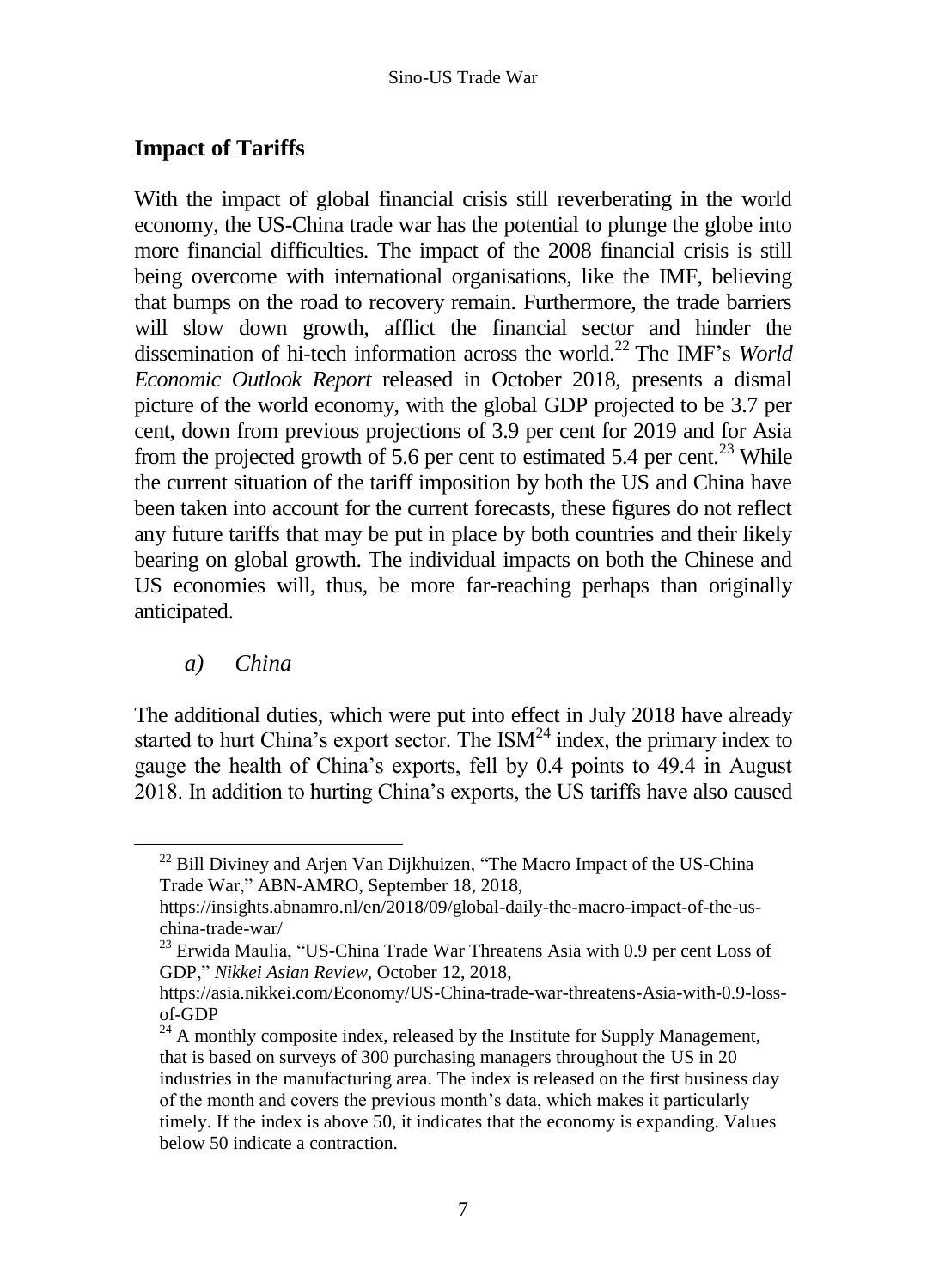## Impact of Tariffs

With the impact of global financial crisis still reverberating in the world economy, the US-China trade war has the potential to plunge the globe into more financial difficulties. The impact of the 2008 financial crisis is still being overcome with international organisations, like the IMF, believing that bumps on the road to recovery remain. Furthermore, the trade barriers will slow down growth, afflict the financial sector and hinder the dissemination of hi-tech information across the world.[22] The IMF's *World Economic Outlook Report* released in October 2018, presents a dismal picture of the world economy, with the global GDP projected to be 3.7 per cent, down from previous projections of 3.9 per cent for 2019 and for Asia from the projected growth of 5.6 per cent to estimated 5.4 per cent.[23] While the current situation of the tariff imposition by both the US and China have been taken into account for the current forecasts, these figures do not reflect any future tariffs that may be put in place by both countries and their likely bearing on global growth. The individual impacts on both the Chinese and US economies will, thus, be more far-reaching perhaps than originally anticipated.

### *a) China*

The additional duties, which were put into effect in July 2018 have already started to hurt China's export sector. The ISM[24] index, the primary index to gauge the health of China's exports, fell by 0.4 points to 49.4 in August 2018. In addition to hurting China's exports, the US tariffs have also caused

---

[22] Bill Diviney and Arjen Van Dijkhuizen, "The Macro Impact of the US-China Trade War," ABN-AMRO, September 18, 2018, https://insights.abnamro.nl/en/2018/09/global-daily-the-macro-impact-of-the-us-china-trade-war/

[23] Erwida Maulia, "US-China Trade War Threatens Asia with 0.9 per cent Loss of GDP," *Nikkei Asian Review*, October 12, 2018, https://asia.nikkei.com/Economy/US-China-trade-war-threatens-Asia-with-0.9-loss-of-GDP

[24] A monthly composite index, released by the Institute for Supply Management, that is based on surveys of 300 purchasing managers throughout the US in 20 industries in the manufacturing area. The index is released on the first business day of the month and covers the previous month's data, which makes it particularly timely. If the index is above 50, it indicates that the economy is expanding. Values below 50 indicate a contraction.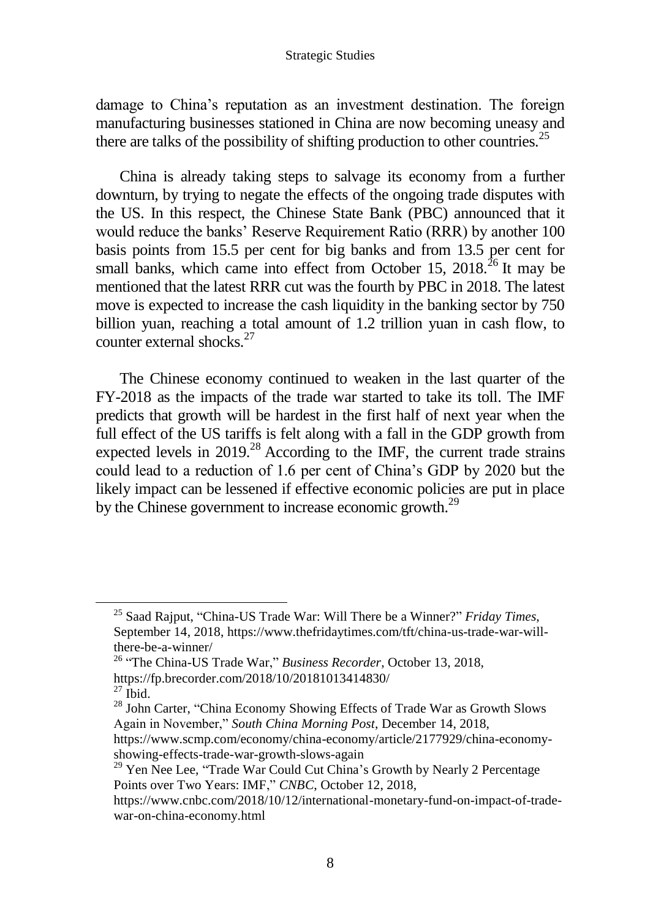damage to China's reputation as an investment destination. The foreign manufacturing businesses stationed in China are now becoming uneasy and there are talks of the possibility of shifting production to other countries.[25]

China is already taking steps to salvage its economy from a further downturn, by trying to negate the effects of the ongoing trade disputes with the US. In this respect, the Chinese State Bank (PBC) announced that it would reduce the banks' Reserve Requirement Ratio (RRR) by another 100 basis points from 15.5 per cent for big banks and from 13.5 per cent for small banks, which came into effect from October 15, 2018.[26] It may be mentioned that the latest RRR cut was the fourth by PBC in 2018. The latest move is expected to increase the cash liquidity in the banking sector by 750 billion yuan, reaching a total amount of 1.2 trillion yuan in cash flow, to counter external shocks.[27]

The Chinese economy continued to weaken in the last quarter of the FY-2018 as the impacts of the trade war started to take its toll. The IMF predicts that growth will be hardest in the first half of next year when the full effect of the US tariffs is felt along with a fall in the GDP growth from expected levels in 2019.[28] According to the IMF, the current trade strains could lead to a reduction of 1.6 per cent of China's GDP by 2020 but the likely impact can be lessened if effective economic policies are put in place by the Chinese government to increase economic growth.[29]

---

[25] Saad Rajput, "China-US Trade War: Will There be a Winner?" *Friday Times*, September 14, 2018, https://www.thefridaytimes.com/tft/china-us-trade-war-will-there-be-a-winner/

[26] "The China-US Trade War," *Business Recorder*, October 13, 2018, https://fp.brecorder.com/2018/10/20181013414830/

[27] Ibid.

[28] John Carter, "China Economy Showing Effects of Trade War as Growth Slows Again in November," *South China Morning Post*, December 14, 2018, https://www.scmp.com/economy/china-economy/article/2177929/china-economy-showing-effects-trade-war-growth-slows-again

[29] Yen Nee Lee, "Trade War Could Cut China's Growth by Nearly 2 Percentage Points over Two Years: IMF," *CNBC*, October 12, 2018, https://www.cnbc.com/2018/10/12/international-monetary-fund-on-impact-of-trade-war-on-china-economy.html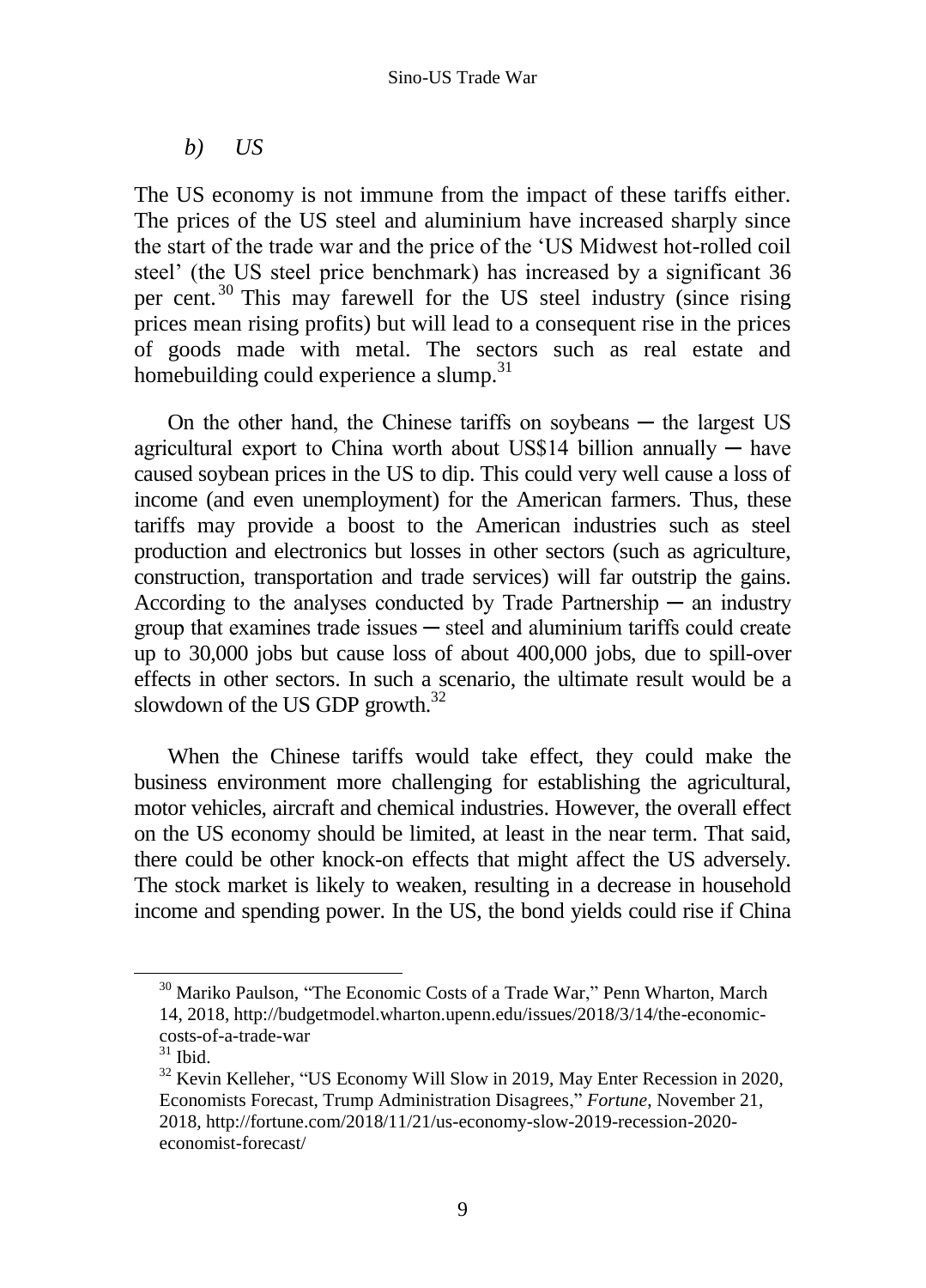### *b) US*

The US economy is not immune from the impact of these tariffs either. The prices of the US steel and aluminium have increased sharply since the start of the trade war and the price of the 'US Midwest hot-rolled coil steel' (the US steel price benchmark) has increased by a significant 36 per cent.[30] This may farewell for the US steel industry (since rising prices mean rising profits) but will lead to a consequent rise in the prices of goods made with metal. The sectors such as real estate and homebuilding could experience a slump.[31]

On the other hand, the Chinese tariffs on soybeans ─ the largest US agricultural export to China worth about US$14 billion annually ─ have caused soybean prices in the US to dip. This could very well cause a loss of income (and even unemployment) for the American farmers. Thus, these tariffs may provide a boost to the American industries such as steel production and electronics but losses in other sectors (such as agriculture, construction, transportation and trade services) will far outstrip the gains. According to the analyses conducted by Trade Partnership ─ an industry group that examines trade issues ─ steel and aluminium tariffs could create up to 30,000 jobs but cause loss of about 400,000 jobs, due to spill-over effects in other sectors. In such a scenario, the ultimate result would be a slowdown of the US GDP growth.[32]

When the Chinese tariffs would take effect, they could make the business environment more challenging for establishing the agricultural, motor vehicles, aircraft and chemical industries. However, the overall effect on the US economy should be limited, at least in the near term. That said, there could be other knock-on effects that might affect the US adversely. The stock market is likely to weaken, resulting in a decrease in household income and spending power. In the US, the bond yields could rise if China

---

[30] Mariko Paulson, "The Economic Costs of a Trade War," Penn Wharton, March 14, 2018, http://budgetmodel.wharton.upenn.edu/issues/2018/3/14/the-economic-costs-of-a-trade-war

[31] Ibid.

[32] Kevin Kelleher, "US Economy Will Slow in 2019, May Enter Recession in 2020, Economists Forecast, Trump Administration Disagrees," *Fortune*, November 21, 2018, http://fortune.com/2018/11/21/us-economy-slow-2019-recession-2020-economist-forecast/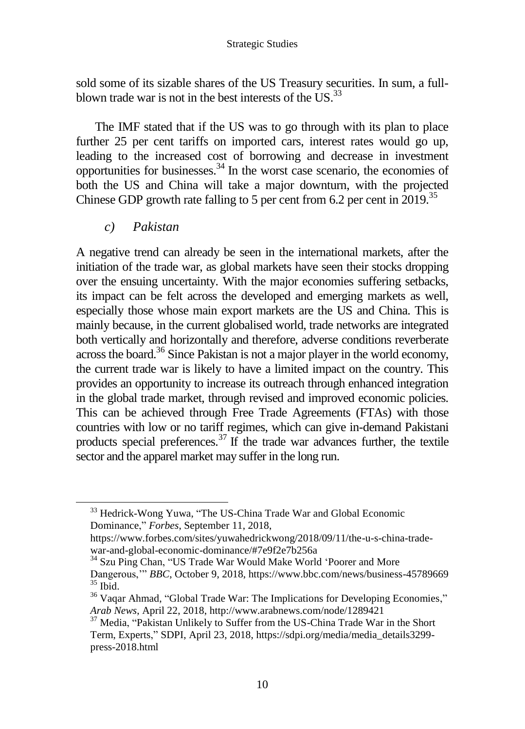sold some of its sizable shares of the US Treasury securities. In sum, a full-blown trade war is not in the best interests of the US.[33]

The IMF stated that if the US was to go through with its plan to place further 25 per cent tariffs on imported cars, interest rates would go up, leading to the increased cost of borrowing and decrease in investment opportunities for businesses.[34] In the worst case scenario, the economies of both the US and China will take a major downturn, with the projected Chinese GDP growth rate falling to 5 per cent from 6.2 per cent in 2019.[35]

### *c) Pakistan*

A negative trend can already be seen in the international markets, after the initiation of the trade war, as global markets have seen their stocks dropping over the ensuing uncertainty. With the major economies suffering setbacks, its impact can be felt across the developed and emerging markets as well, especially those whose main export markets are the US and China. This is mainly because, in the current globalised world, trade networks are integrated both vertically and horizontally and therefore, adverse conditions reverberate across the board.[36] Since Pakistan is not a major player in the world economy, the current trade war is likely to have a limited impact on the country. This provides an opportunity to increase its outreach through enhanced integration in the global trade market, through revised and improved economic policies. This can be achieved through Free Trade Agreements (FTAs) with those countries with low or no tariff regimes, which can give in-demand Pakistani products special preferences.[37] If the trade war advances further, the textile sector and the apparel market may suffer in the long run.

---

[33] Hedrick-Wong Yuwa, "The US-China Trade War and Global Economic Dominance," *Forbes*, September 11, 2018, https://www.forbes.com/sites/yuwahedrickwong/2018/09/11/the-u-s-china-trade-war-and-global-economic-dominance/#7e9f2e7b256a

[34] Szu Ping Chan, "US Trade War Would Make World 'Poorer and More Dangerous,'" *BBC*, October 9, 2018, https://www.bbc.com/news/business-45789669

[35] Ibid.

[36] Vaqar Ahmad, "Global Trade War: The Implications for Developing Economies," *Arab News*, April 22, 2018, http://www.arabnews.com/node/1289421

[37] Media, "Pakistan Unlikely to Suffer from the US-China Trade War in the Short Term, Experts," SDPI, April 23, 2018, https://sdpi.org/media/media_details3299-press-2018.html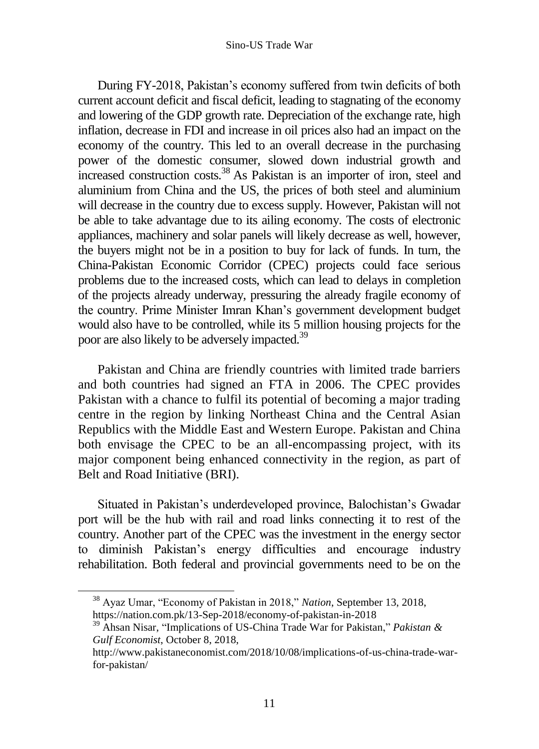During FY-2018, Pakistan's economy suffered from twin deficits of both current account deficit and fiscal deficit, leading to stagnating of the economy and lowering of the GDP growth rate. Depreciation of the exchange rate, high inflation, decrease in FDI and increase in oil prices also had an impact on the economy of the country. This led to an overall decrease in the purchasing power of the domestic consumer, slowed down industrial growth and increased construction costs.[38] As Pakistan is an importer of iron, steel and aluminium from China and the US, the prices of both steel and aluminium will decrease in the country due to excess supply. However, Pakistan will not be able to take advantage due to its ailing economy. The costs of electronic appliances, machinery and solar panels will likely decrease as well, however, the buyers might not be in a position to buy for lack of funds. In turn, the China-Pakistan Economic Corridor (CPEC) projects could face serious problems due to the increased costs, which can lead to delays in completion of the projects already underway, pressuring the already fragile economy of the country. Prime Minister Imran Khan's government development budget would also have to be controlled, while its 5 million housing projects for the poor are also likely to be adversely impacted.[39]

Pakistan and China are friendly countries with limited trade barriers and both countries had signed an FTA in 2006. The CPEC provides Pakistan with a chance to fulfil its potential of becoming a major trading centre in the region by linking Northeast China and the Central Asian Republics with the Middle East and Western Europe. Pakistan and China both envisage the CPEC to be an all-encompassing project, with its major component being enhanced connectivity in the region, as part of Belt and Road Initiative (BRI).

Situated in Pakistan's underdeveloped province, Balochistan's Gwadar port will be the hub with rail and road links connecting it to rest of the country. Another part of the CPEC was the investment in the energy sector to diminish Pakistan's energy difficulties and encourage industry rehabilitation. Both federal and provincial governments need to be on the

---

[38] Ayaz Umar, "Economy of Pakistan in 2018," *Nation*, September 13, 2018, https://nation.com.pk/13-Sep-2018/economy-of-pakistan-in-2018

[39] Ahsan Nisar, "Implications of US-China Trade War for Pakistan," *Pakistan & Gulf Economist*, October 8, 2018, http://www.pakistaneconomist.com/2018/10/08/implications-of-us-china-trade-war-for-pakistan/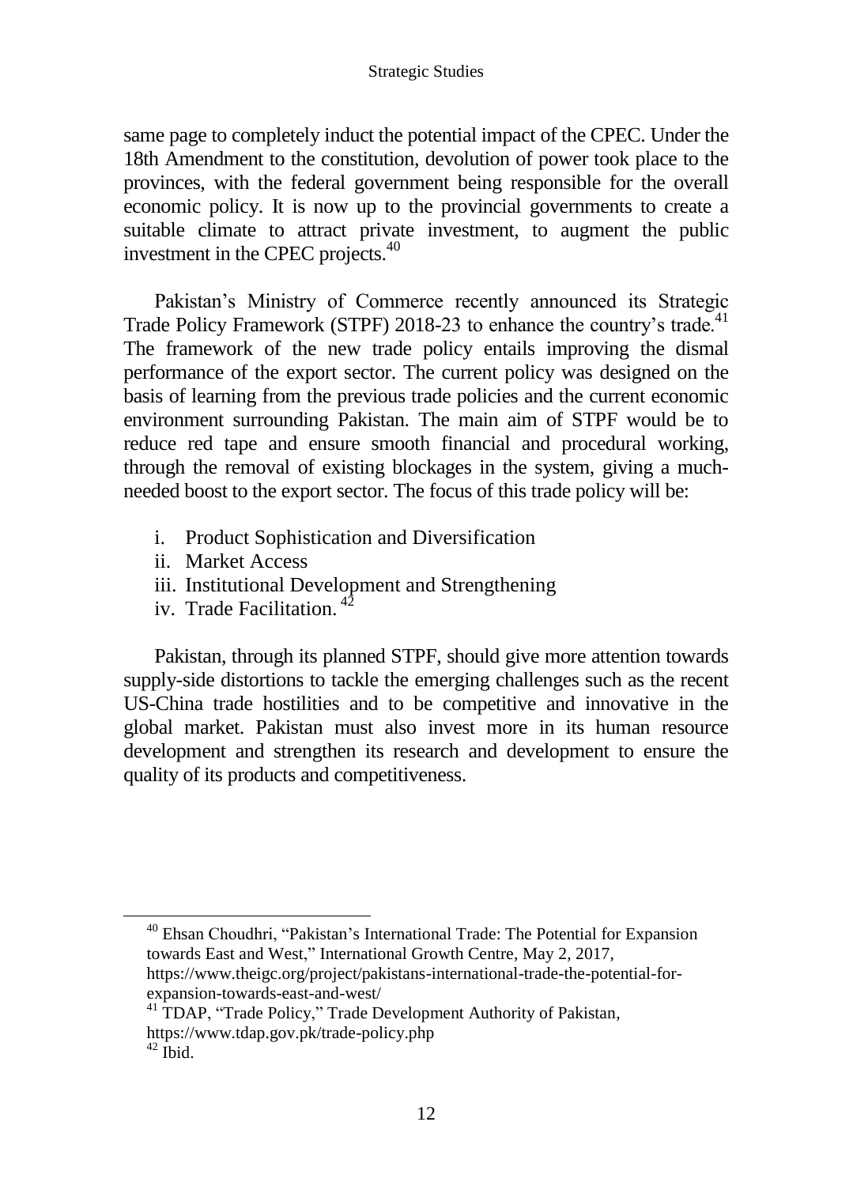same page to completely induct the potential impact of the CPEC. Under the 18th Amendment to the constitution, devolution of power took place to the provinces, with the federal government being responsible for the overall economic policy. It is now up to the provincial governments to create a suitable climate to attract private investment, to augment the public investment in the CPEC projects.[40]

Pakistan's Ministry of Commerce recently announced its Strategic Trade Policy Framework (STPF) 2018-23 to enhance the country's trade.[41] The framework of the new trade policy entails improving the dismal performance of the export sector. The current policy was designed on the basis of learning from the previous trade policies and the current economic environment surrounding Pakistan. The main aim of STPF would be to reduce red tape and ensure smooth financial and procedural working, through the removal of existing blockages in the system, giving a much-needed boost to the export sector. The focus of this trade policy will be:

i. Product Sophistication and Diversification
ii. Market Access
iii. Institutional Development and Strengthening
iv. Trade Facilitation. [42]

Pakistan, through its planned STPF, should give more attention towards supply-side distortions to tackle the emerging challenges such as the recent US-China trade hostilities and to be competitive and innovative in the global market. Pakistan must also invest more in its human resource development and strengthen its research and development to ensure the quality of its products and competitiveness.

---

[40] Ehsan Choudhri, "Pakistan's International Trade: The Potential for Expansion towards East and West," International Growth Centre, May 2, 2017, https://www.theigc.org/project/pakistans-international-trade-the-potential-for-expansion-towards-east-and-west/

[41] TDAP, "Trade Policy," Trade Development Authority of Pakistan, https://www.tdap.gov.pk/trade-policy.php

[42] Ibid.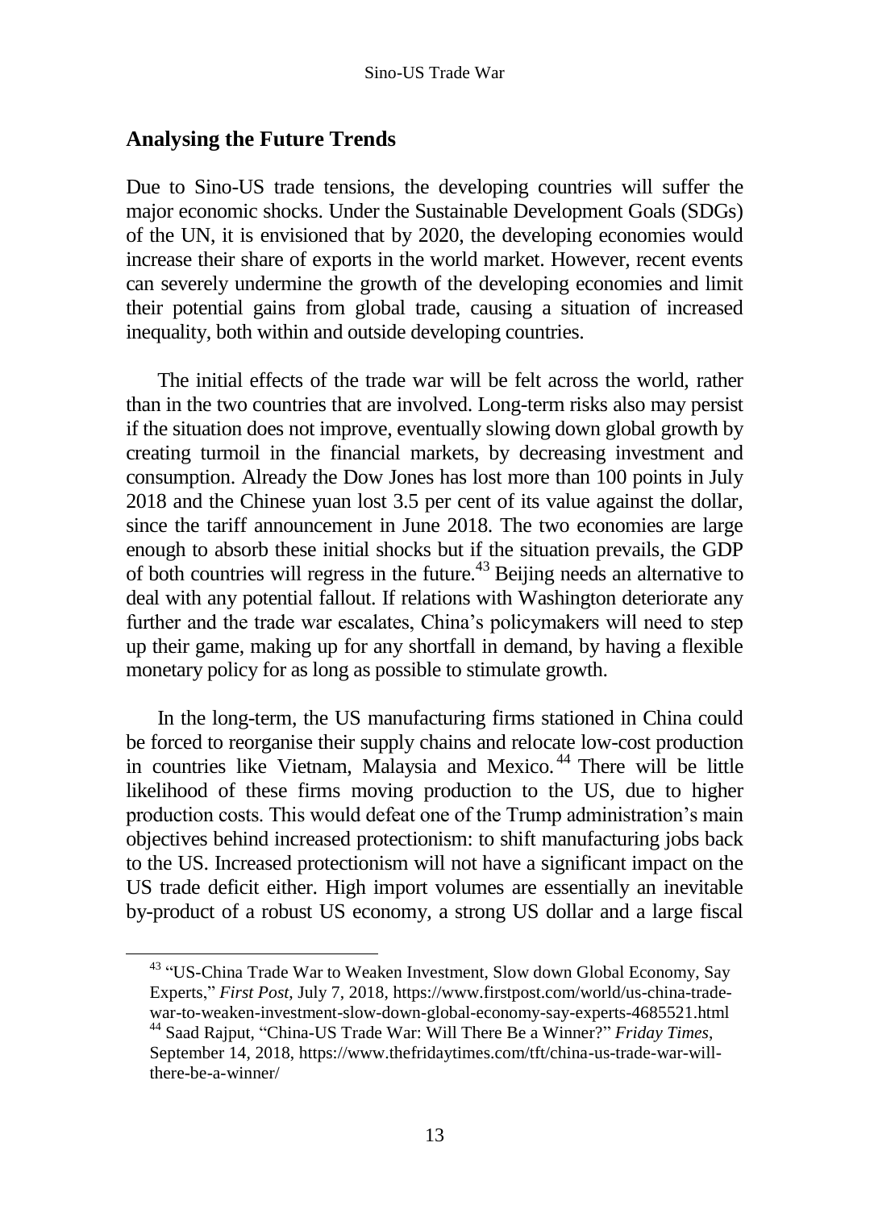## Analysing the Future Trends

Due to Sino-US trade tensions, the developing countries will suffer the major economic shocks. Under the Sustainable Development Goals (SDGs) of the UN, it is envisioned that by 2020, the developing economies would increase their share of exports in the world market. However, recent events can severely undermine the growth of the developing economies and limit their potential gains from global trade, causing a situation of increased inequality, both within and outside developing countries.

The initial effects of the trade war will be felt across the world, rather than in the two countries that are involved. Long-term risks also may persist if the situation does not improve, eventually slowing down global growth by creating turmoil in the financial markets, by decreasing investment and consumption. Already the Dow Jones has lost more than 100 points in July 2018 and the Chinese yuan lost 3.5 per cent of its value against the dollar, since the tariff announcement in June 2018. The two economies are large enough to absorb these initial shocks but if the situation prevails, the GDP of both countries will regress in the future.[43] Beijing needs an alternative to deal with any potential fallout. If relations with Washington deteriorate any further and the trade war escalates, China's policymakers will need to step up their game, making up for any shortfall in demand, by having a flexible monetary policy for as long as possible to stimulate growth.

In the long-term, the US manufacturing firms stationed in China could be forced to reorganise their supply chains and relocate low-cost production in countries like Vietnam, Malaysia and Mexico.[44] There will be little likelihood of these firms moving production to the US, due to higher production costs. This would defeat one of the Trump administration's main objectives behind increased protectionism: to shift manufacturing jobs back to the US. Increased protectionism will not have a significant impact on the US trade deficit either. High import volumes are essentially an inevitable by-product of a robust US economy, a strong US dollar and a large fiscal

---

[43] "US-China Trade War to Weaken Investment, Slow down Global Economy, Say Experts," *First Post*, July 7, 2018, https://www.firstpost.com/world/us-china-trade-war-to-weaken-investment-slow-down-global-economy-say-experts-4685521.html

[44] Saad Rajput, "China-US Trade War: Will There Be a Winner?" *Friday Times*, September 14, 2018, https://www.thefridaytimes.com/tft/china-us-trade-war-will-there-be-a-winner/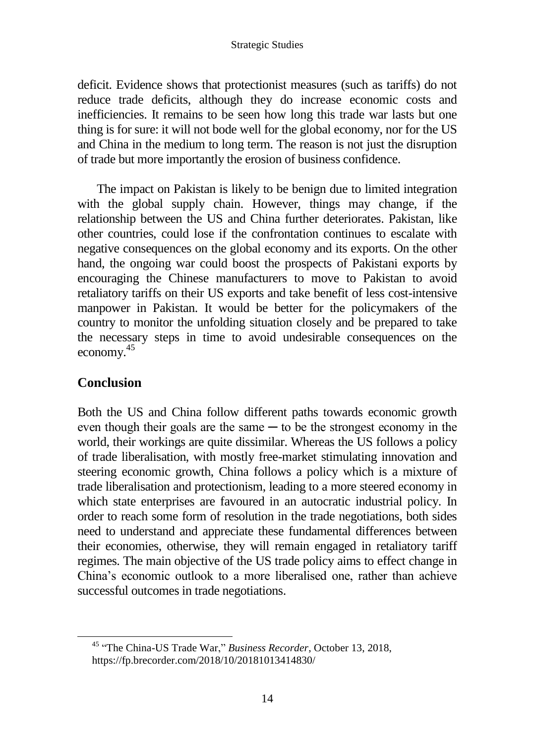deficit. Evidence shows that protectionist measures (such as tariffs) do not reduce trade deficits, although they do increase economic costs and inefficiencies. It remains to be seen how long this trade war lasts but one thing is for sure: it will not bode well for the global economy, nor for the US and China in the medium to long term. The reason is not just the disruption of trade but more importantly the erosion of business confidence.

The impact on Pakistan is likely to be benign due to limited integration with the global supply chain. However, things may change, if the relationship between the US and China further deteriorates. Pakistan, like other countries, could lose if the confrontation continues to escalate with negative consequences on the global economy and its exports. On the other hand, the ongoing war could boost the prospects of Pakistani exports by encouraging the Chinese manufacturers to move to Pakistan to avoid retaliatory tariffs on their US exports and take benefit of less cost-intensive manpower in Pakistan. It would be better for the policymakers of the country to monitor the unfolding situation closely and be prepared to take the necessary steps in time to avoid undesirable consequences on the economy.[45]

## Conclusion

Both the US and China follow different paths towards economic growth even though their goals are the same ─ to be the strongest economy in the world, their workings are quite dissimilar. Whereas the US follows a policy of trade liberalisation, with mostly free-market stimulating innovation and steering economic growth, China follows a policy which is a mixture of trade liberalisation and protectionism, leading to a more steered economy in which state enterprises are favoured in an autocratic industrial policy. In order to reach some form of resolution in the trade negotiations, both sides need to understand and appreciate these fundamental differences between their economies, otherwise, they will remain engaged in retaliatory tariff regimes. The main objective of the US trade policy aims to effect change in China's economic outlook to a more liberalised one, rather than achieve successful outcomes in trade negotiations.

---

[45] "The China-US Trade War," *Business Recorder*, October 13, 2018, https://fp.brecorder.com/2018/10/20181013414830/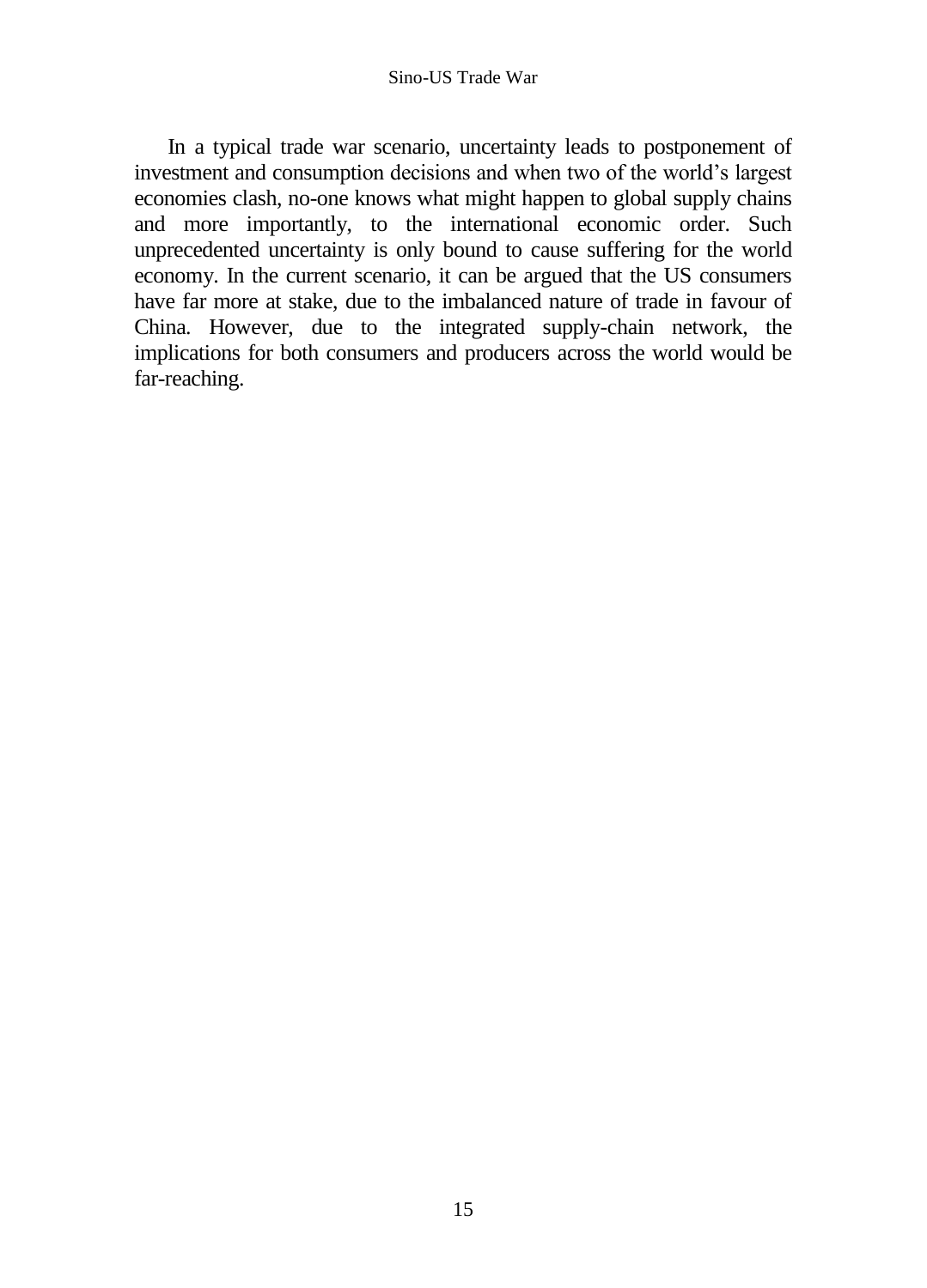In a typical trade war scenario, uncertainty leads to postponement of investment and consumption decisions and when two of the world's largest economies clash, no-one knows what might happen to global supply chains and more importantly, to the international economic order. Such unprecedented uncertainty is only bound to cause suffering for the world economy. In the current scenario, it can be argued that the US consumers have far more at stake, due to the imbalanced nature of trade in favour of China. However, due to the integrated supply-chain network, the implications for both consumers and producers across the world would be far-reaching.